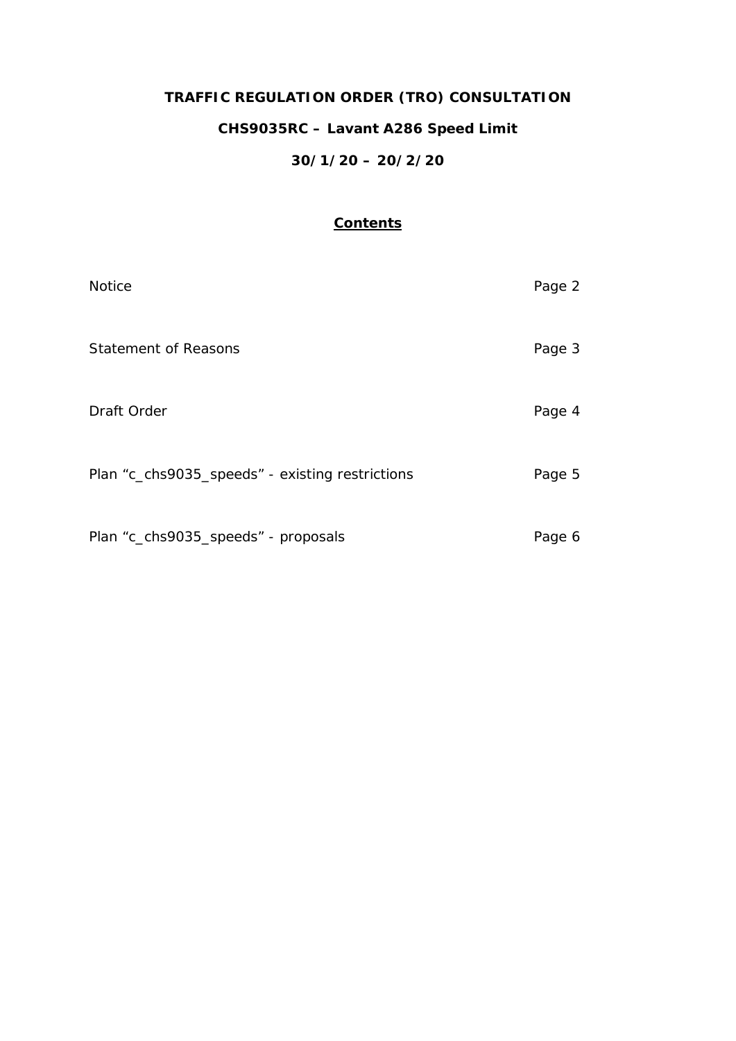# TRAFFIC REGULATION ORDER (TRO) CONSULTATION

## CHS9035RC – Lavant A286 Speed Limit

## 30/1/20 – 20/2/20

### Contents

| | |
|---|---|
| Notice | Page 2 |
| Statement of Reasons | Page 3 |
| Draft Order | Page 4 |
| Plan "c_chs9035_speeds" - existing restrictions | Page 5 |
| Plan "c_chs9035_speeds" - proposals | Page 6 |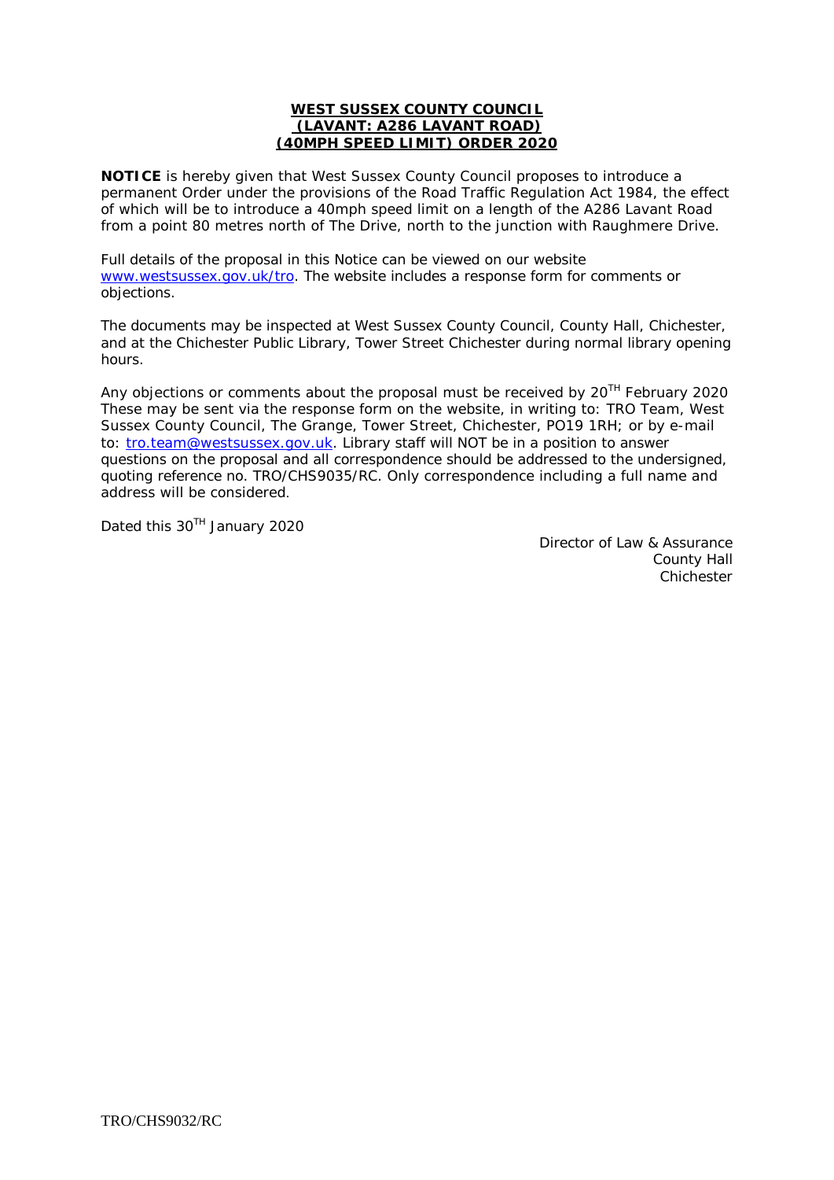**WEST SUSSEX COUNTY COUNCIL**
**(LAVANT: A286 LAVANT ROAD)**
**(40MPH SPEED LIMIT) ORDER 2020**

**NOTICE** is hereby given that West Sussex County Council proposes to introduce a permanent Order under the provisions of the Road Traffic Regulation Act 1984, the effect of which will be to introduce a 40mph speed limit on a length of the A286 Lavant Road from a point 80 metres north of The Drive, north to the junction with Raughmere Drive.

Full details of the proposal in this Notice can be viewed on our website www.westsussex.gov.uk/tro. The website includes a response form for comments or objections.

The documents may be inspected at West Sussex County Council, County Hall, Chichester, and at the Chichester Public Library, Tower Street Chichester during normal library opening hours.

Any objections or comments about the proposal must be received by 20TH February 2020 These may be sent via the response form on the website, in writing to: TRO Team, West Sussex County Council, The Grange, Tower Street, Chichester, PO19 1RH; or by e-mail to: tro.team@westsussex.gov.uk. Library staff will NOT be in a position to answer questions on the proposal and all correspondence should be addressed to the undersigned, quoting reference no. TRO/CHS9035/RC. Only correspondence including a full name and address will be considered.

Dated this 30TH January 2020

Director of Law & Assurance
County Hall
Chichester

TRO/CHS9032/RC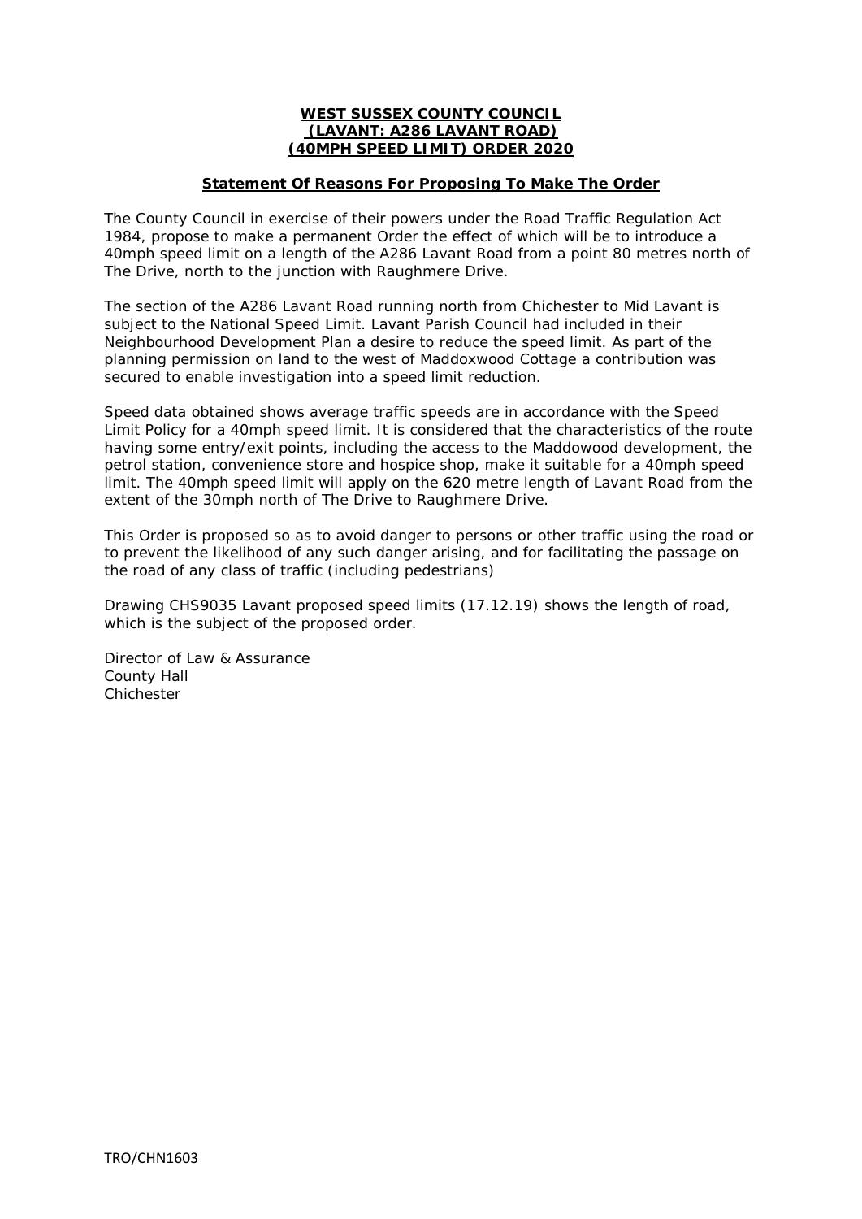**WEST SUSSEX COUNTY COUNCIL**
**(LAVANT: A286 LAVANT ROAD)**
**(40MPH SPEED LIMIT) ORDER 2020**

**Statement Of Reasons For Proposing To Make The Order**

The County Council in exercise of their powers under the Road Traffic Regulation Act 1984, propose to make a permanent Order the effect of which will be to introduce a 40mph speed limit on a length of the A286 Lavant Road from a point 80 metres north of The Drive, north to the junction with Raughmere Drive.

The section of the A286 Lavant Road running north from Chichester to Mid Lavant is subject to the National Speed Limit. Lavant Parish Council had included in their Neighbourhood Development Plan a desire to reduce the speed limit. As part of the planning permission on land to the west of Maddoxwood Cottage a contribution was secured to enable investigation into a speed limit reduction.

Speed data obtained shows average traffic speeds are in accordance with the Speed Limit Policy for a 40mph speed limit. It is considered that the characteristics of the route having some entry/exit points, including the access to the Maddowood development, the petrol station, convenience store and hospice shop, make it suitable for a 40mph speed limit. The 40mph speed limit will apply on the 620 metre length of Lavant Road from the extent of the 30mph north of The Drive to Raughmere Drive.

This Order is proposed so as to avoid danger to persons or other traffic using the road or to prevent the likelihood of any such danger arising, and for facilitating the passage on the road of any class of traffic (including pedestrians)

Drawing CHS9035 Lavant proposed speed limits (17.12.19) shows the length of road, which is the subject of the proposed order.

Director of Law & Assurance
County Hall
Chichester

TRO/CHN1603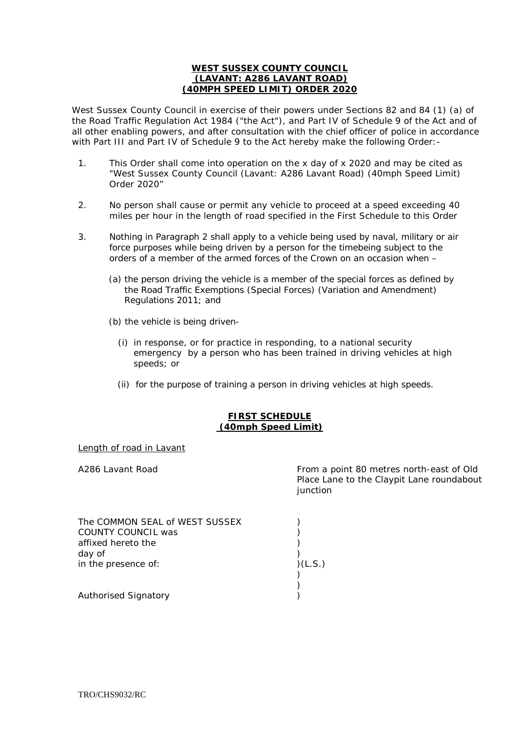# WEST SUSSEX COUNTY COUNCIL (LAVANT: A286 LAVANT ROAD) (40MPH SPEED LIMIT) ORDER 2020

West Sussex County Council in exercise of their powers under Sections 82 and 84 (1) (a) of the Road Traffic Regulation Act 1984 ("the Act"), and Part IV of Schedule 9 of the Act and of all other enabling powers, and after consultation with the chief officer of police in accordance with Part III and Part IV of Schedule 9 to the Act hereby make the following Order:-

1. This Order shall come into operation on the x day of x 2020 and may be cited as "West Sussex County Council (Lavant: A286 Lavant Road) (40mph Speed Limit) Order 2020"

2. No person shall cause or permit any vehicle to proceed at a speed exceeding 40 miles per hour in the length of road specified in the First Schedule to this Order

3. Nothing in Paragraph 2 shall apply to a vehicle being used by naval, military or air force purposes while being driven by a person for the timebeing subject to the orders of a member of the armed forces of the Crown on an occasion when –

   (a) the person driving the vehicle is a member of the special forces as defined by the Road Traffic Exemptions (Special Forces) (Variation and Amendment) Regulations 2011; and

   (b) the vehicle is being driven-

      (i) in response, or for practice in responding, to a national security emergency by a person who has been trained in driving vehicles at high speeds; or

      (ii) for the purpose of training a person in driving vehicles at high speeds.

## FIRST SCHEDULE (40mph Speed Limit)

Length of road in Lavant

| | |
|---|---|
| A286 Lavant Road | From a point 80 metres north-east of Old Place Lane to the Claypit Lane roundabout junction |

The COMMON SEAL of WEST SUSSEX COUNTY COUNCIL was affixed hereto the day of in the presence of: )(L.S.)

Authorised Signatory

TRO/CHS9032/RC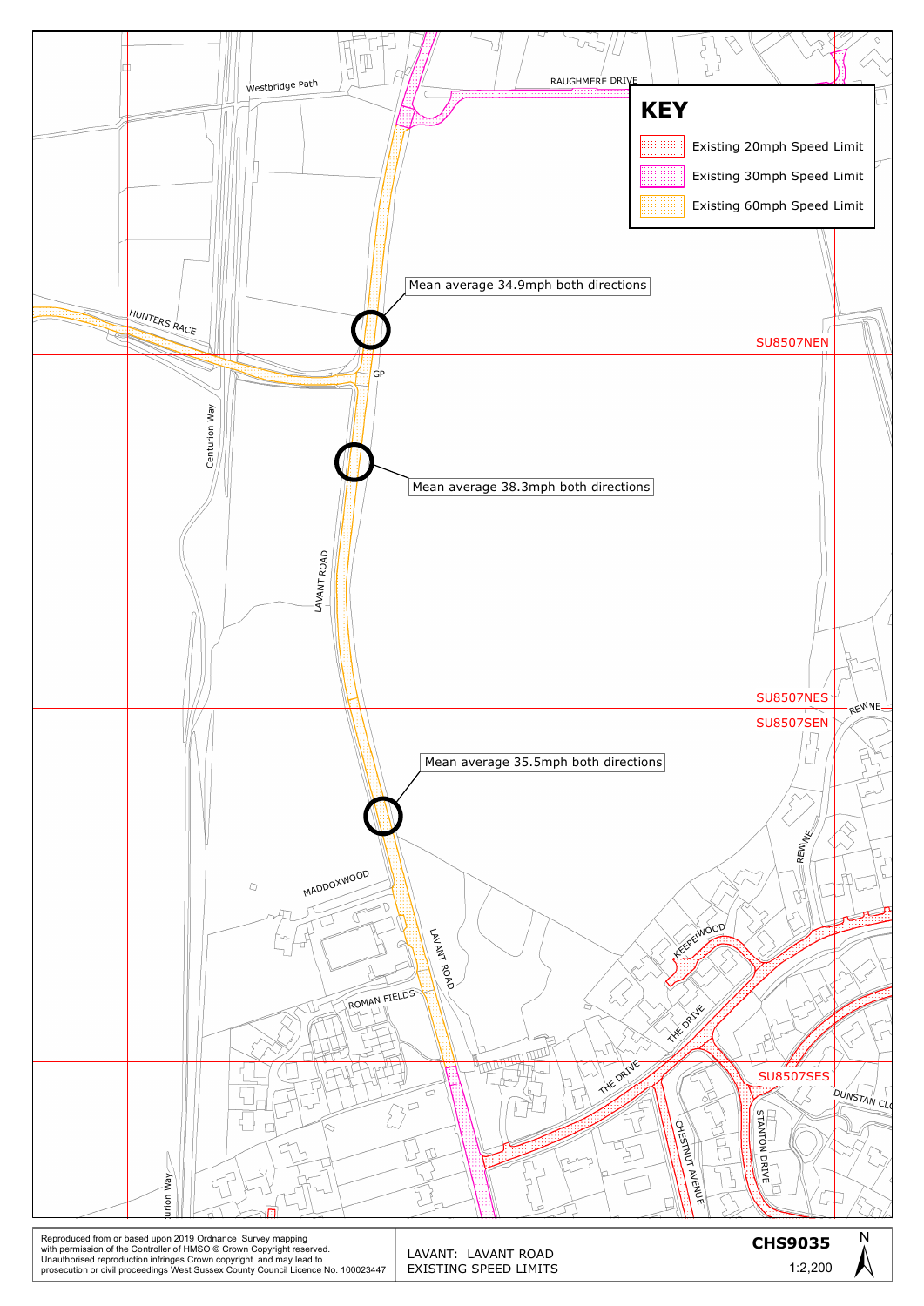# KEY

- Existing 20mph Speed Limit
- Existing 30mph Speed Limit
- Existing 60mph Speed Limit

Mean average 34.9mph both directions

Mean average 38.3mph both directions

Mean average 35.5mph both directions

Westbridge Path

RAUGHMERE DRIVE

HUNTERS RACE

Centurion Way

LAVANT ROAD

MADDOXWOOD

ROMAN FIELDS

KEEPE WOOD

THE DRIVE

CHESTNUT AVENUE

STANTON DRIVE

DUNSTAN CL

REWLNE

GP

SU8507NEN

SU8507NES

SU8507SEN

SU8507SES

N

Reproduced from or based upon 2019 Ordnance Survey mapping with permission of the Controller of HMSO © Crown Copyright reserved. Unauthorised reproduction infringes Crown copyright and may lead to prosecution or civil proceedings West Sussex County Council Licence No. 100023447

LAVANT: LAVANT ROAD
EXISTING SPEED LIMITS

**CHS9035**

1:2,200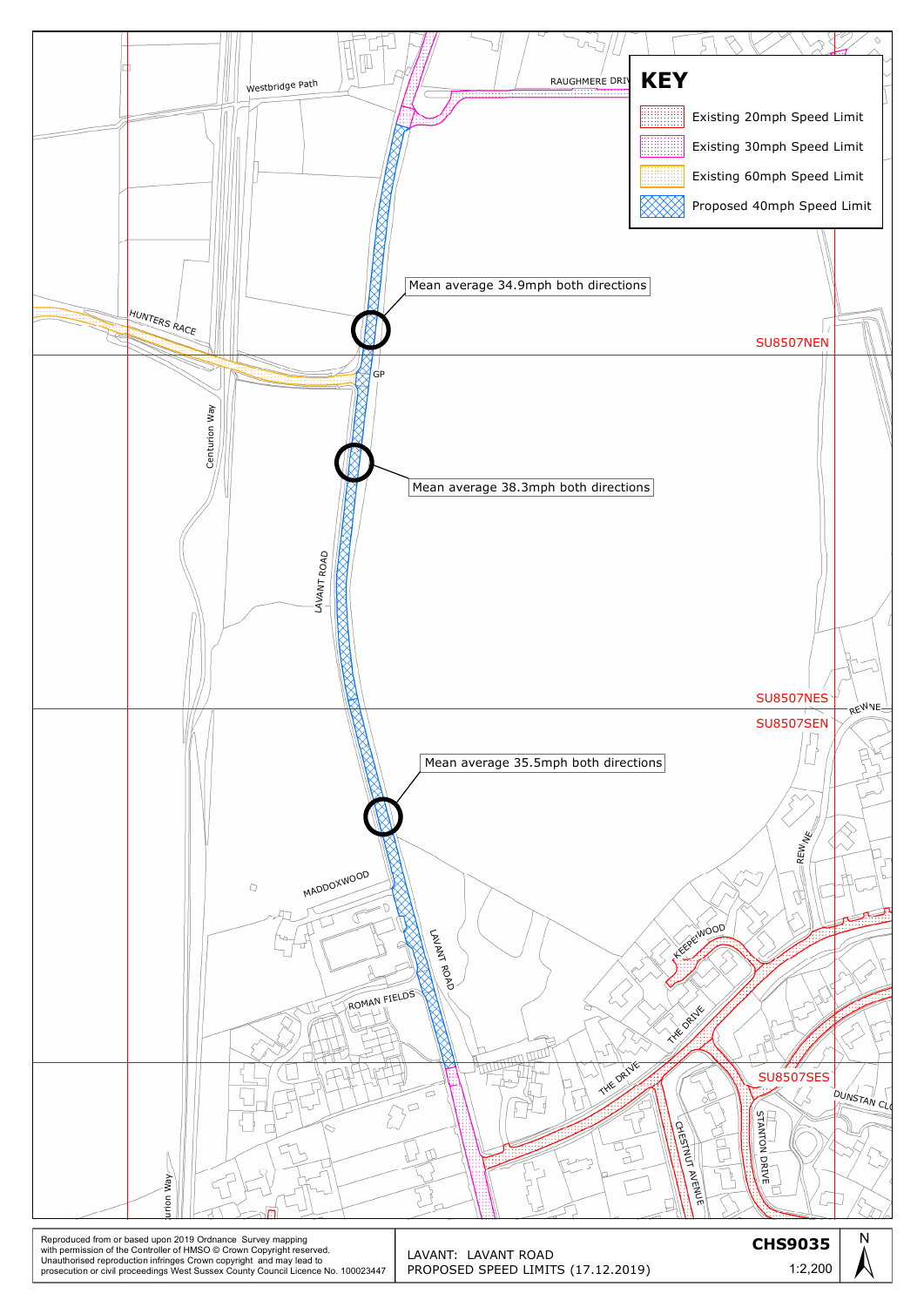**KEY**

- Existing 20mph Speed Limit
- Existing 30mph Speed Limit
- Existing 60mph Speed Limit
- Proposed 40mph Speed Limit

Mean average 34.9mph both directions

Mean average 38.3mph both directions

Mean average 35.5mph both directions

Westbridge Path

RAUGHMERE DRIVE

HUNTERS RACE

GP

Centurion Way

LAVANT ROAD

MADDOXWOOD

ROMAN FIELDS

KEEPE WOOD

THE DRIVE

CHESTNUT AVENUE

STANTON DRIVE

DUNSTAN CL

REWLANE

SU8507NEN

SU8507NES

SU8507SEN

SU8507SES

Reproduced from or based upon 2019 Ordnance Survey mapping with permission of the Controller of HMSO © Crown Copyright reserved. Unauthorised reproduction infringes Crown copyright and may lead to prosecution or civil proceedings West Sussex County Council Licence No. 100023447

LAVANT: LAVANT ROAD
PROPOSED SPEED LIMITS (17.12.2019)

**CHS9035**

1:2,200

N